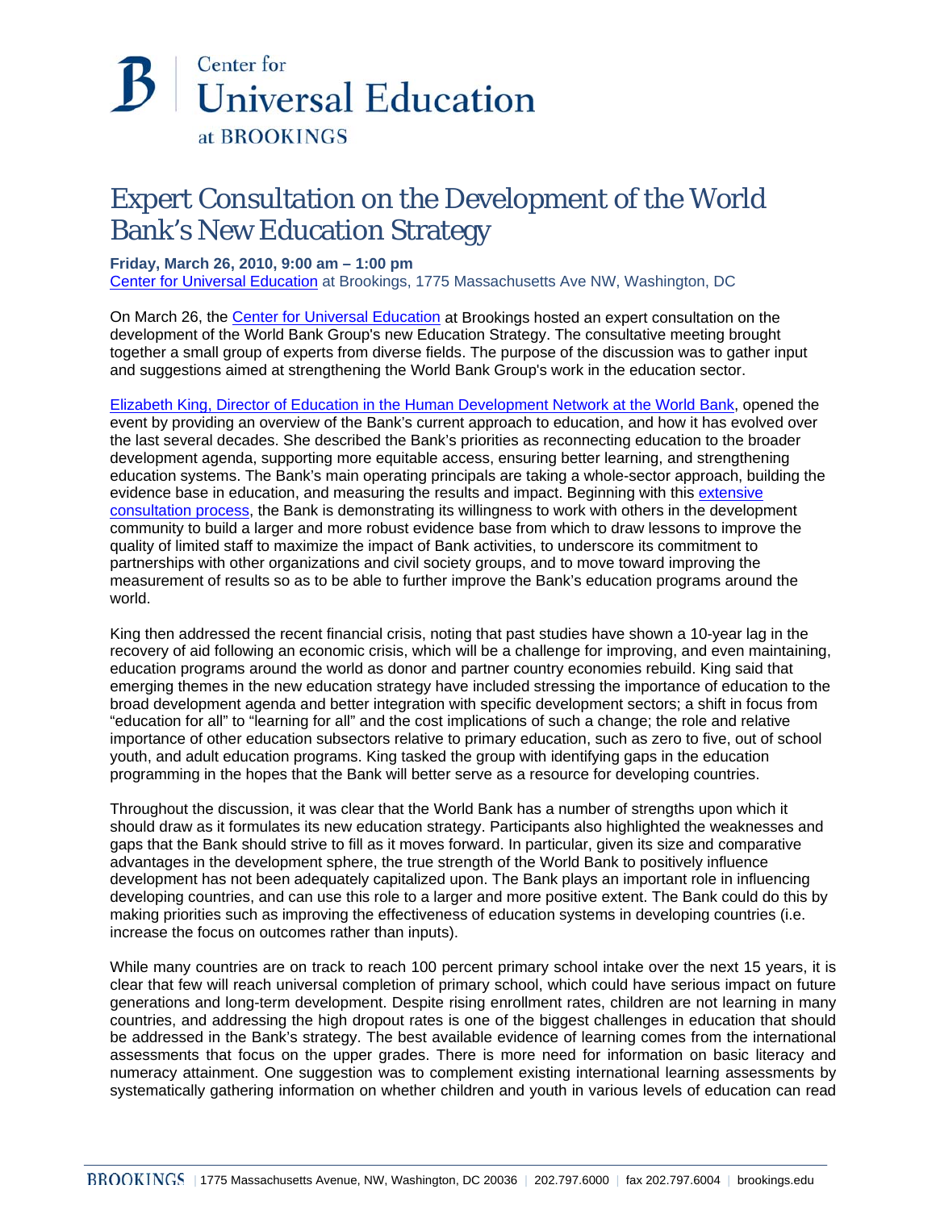Center for Universal Education at BROOKINGS

# Expert Consultation on the Development of the World Bank's New Education Strategy

**Friday, March 26, 2010, 9:00 am – 1:00 pm**
Center for Universal Education at Brookings, 1775 Massachusetts Ave NW, Washington, DC

On March 26, the Center for Universal Education at Brookings hosted an expert consultation on the development of the World Bank Group's new Education Strategy. The consultative meeting brought together a small group of experts from diverse fields. The purpose of the discussion was to gather input and suggestions aimed at strengthening the World Bank Group's work in the education sector.

Elizabeth King, Director of Education in the Human Development Network at the World Bank, opened the event by providing an overview of the Bank's current approach to education, and how it has evolved over the last several decades. She described the Bank's priorities as reconnecting education to the broader development agenda, supporting more equitable access, ensuring better learning, and strengthening education systems. The Bank's main operating principals are taking a whole-sector approach, building the evidence base in education, and measuring the results and impact. Beginning with this extensive consultation process, the Bank is demonstrating its willingness to work with others in the development community to build a larger and more robust evidence base from which to draw lessons to improve the quality of limited staff to maximize the impact of Bank activities, to underscore its commitment to partnerships with other organizations and civil society groups, and to move toward improving the measurement of results so as to be able to further improve the Bank's education programs around the world.

King then addressed the recent financial crisis, noting that past studies have shown a 10-year lag in the recovery of aid following an economic crisis, which will be a challenge for improving, and even maintaining, education programs around the world as donor and partner country economies rebuild. King said that emerging themes in the new education strategy have included stressing the importance of education to the broad development agenda and better integration with specific development sectors; a shift in focus from "education for all" to "learning for all" and the cost implications of such a change; the role and relative importance of other education subsectors relative to primary education, such as zero to five, out of school youth, and adult education programs. King tasked the group with identifying gaps in the education programming in the hopes that the Bank will better serve as a resource for developing countries.

Throughout the discussion, it was clear that the World Bank has a number of strengths upon which it should draw as it formulates its new education strategy. Participants also highlighted the weaknesses and gaps that the Bank should strive to fill as it moves forward. In particular, given its size and comparative advantages in the development sphere, the true strength of the World Bank to positively influence development has not been adequately capitalized upon. The Bank plays an important role in influencing developing countries, and can use this role to a larger and more positive extent. The Bank could do this by making priorities such as improving the effectiveness of education systems in developing countries (i.e. increase the focus on outcomes rather than inputs).

While many countries are on track to reach 100 percent primary school intake over the next 15 years, it is clear that few will reach universal completion of primary school, which could have serious impact on future generations and long-term development. Despite rising enrollment rates, children are not learning in many countries, and addressing the high dropout rates is one of the biggest challenges in education that should be addressed in the Bank's strategy. The best available evidence of learning comes from the international assessments that focus on the upper grades. There is more need for information on basic literacy and numeracy attainment. One suggestion was to complement existing international learning assessments by systematically gathering information on whether children and youth in various levels of education can read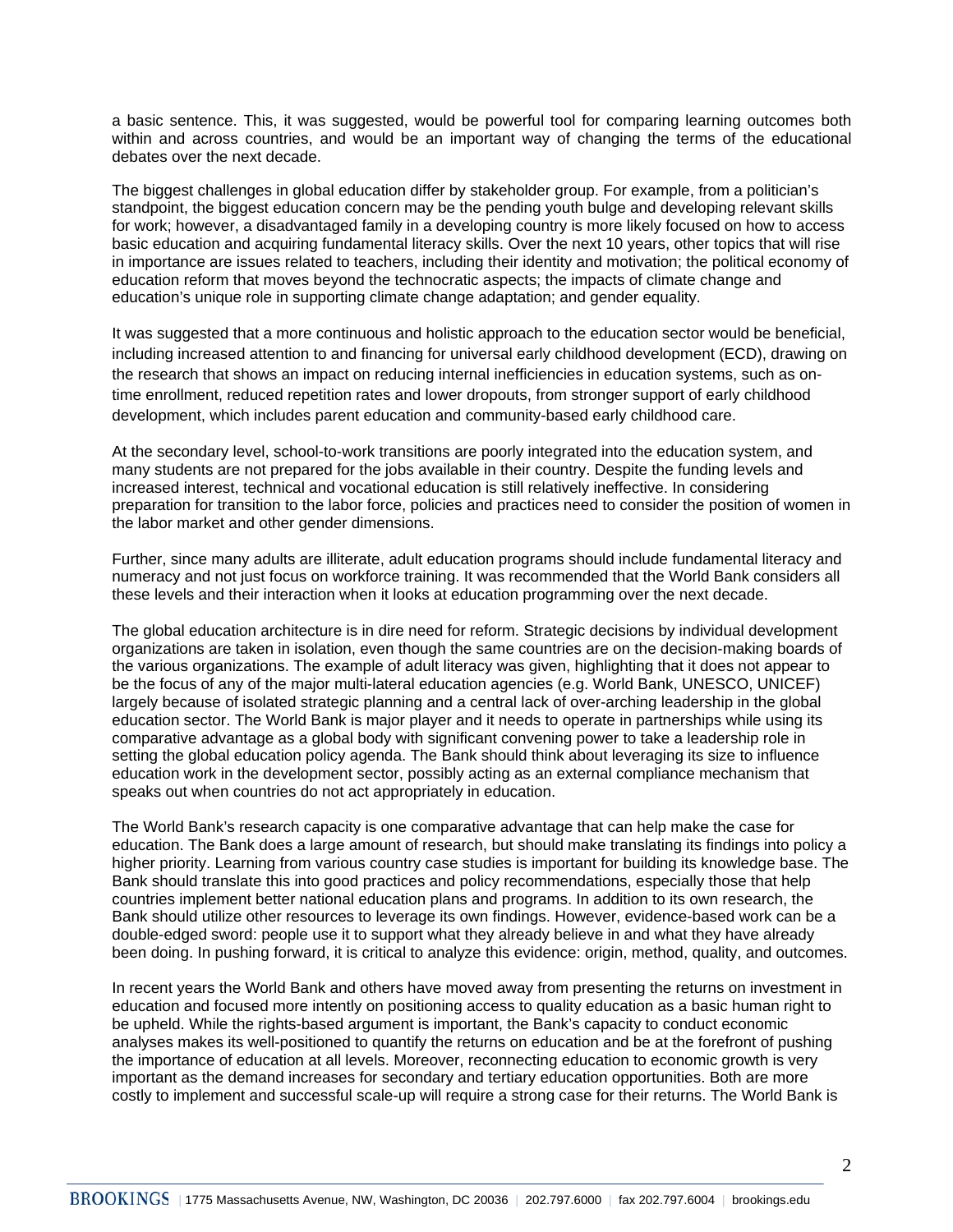a basic sentence. This, it was suggested, would be powerful tool for comparing learning outcomes both within and across countries, and would be an important way of changing the terms of the educational debates over the next decade.

The biggest challenges in global education differ by stakeholder group. For example, from a politician's standpoint, the biggest education concern may be the pending youth bulge and developing relevant skills for work; however, a disadvantaged family in a developing country is more likely focused on how to access basic education and acquiring fundamental literacy skills. Over the next 10 years, other topics that will rise in importance are issues related to teachers, including their identity and motivation; the political economy of education reform that moves beyond the technocratic aspects; the impacts of climate change and education's unique role in supporting climate change adaptation; and gender equality.

It was suggested that a more continuous and holistic approach to the education sector would be beneficial, including increased attention to and financing for universal early childhood development (ECD), drawing on the research that shows an impact on reducing internal inefficiencies in education systems, such as on-time enrollment, reduced repetition rates and lower dropouts, from stronger support of early childhood development, which includes parent education and community-based early childhood care.

At the secondary level, school-to-work transitions are poorly integrated into the education system, and many students are not prepared for the jobs available in their country. Despite the funding levels and increased interest, technical and vocational education is still relatively ineffective. In considering preparation for transition to the labor force, policies and practices need to consider the position of women in the labor market and other gender dimensions.

Further, since many adults are illiterate, adult education programs should include fundamental literacy and numeracy and not just focus on workforce training. It was recommended that the World Bank considers all these levels and their interaction when it looks at education programming over the next decade.

The global education architecture is in dire need for reform. Strategic decisions by individual development organizations are taken in isolation, even though the same countries are on the decision-making boards of the various organizations. The example of adult literacy was given, highlighting that it does not appear to be the focus of any of the major multi-lateral education agencies (e.g. World Bank, UNESCO, UNICEF) largely because of isolated strategic planning and a central lack of over-arching leadership in the global education sector. The World Bank is major player and it needs to operate in partnerships while using its comparative advantage as a global body with significant convening power to take a leadership role in setting the global education policy agenda. The Bank should think about leveraging its size to influence education work in the development sector, possibly acting as an external compliance mechanism that speaks out when countries do not act appropriately in education.

The World Bank's research capacity is one comparative advantage that can help make the case for education. The Bank does a large amount of research, but should make translating its findings into policy a higher priority. Learning from various country case studies is important for building its knowledge base. The Bank should translate this into good practices and policy recommendations, especially those that help countries implement better national education plans and programs. In addition to its own research, the Bank should utilize other resources to leverage its own findings. However, evidence-based work can be a double-edged sword: people use it to support what they already believe in and what they have already been doing. In pushing forward, it is critical to analyze this evidence: origin, method, quality, and outcomes.

In recent years the World Bank and others have moved away from presenting the returns on investment in education and focused more intently on positioning access to quality education as a basic human right to be upheld. While the rights-based argument is important, the Bank's capacity to conduct economic analyses makes its well-positioned to quantify the returns on education and be at the forefront of pushing the importance of education at all levels. Moreover, reconnecting education to economic growth is very important as the demand increases for secondary and tertiary education opportunities. Both are more costly to implement and successful scale-up will require a strong case for their returns. The World Bank is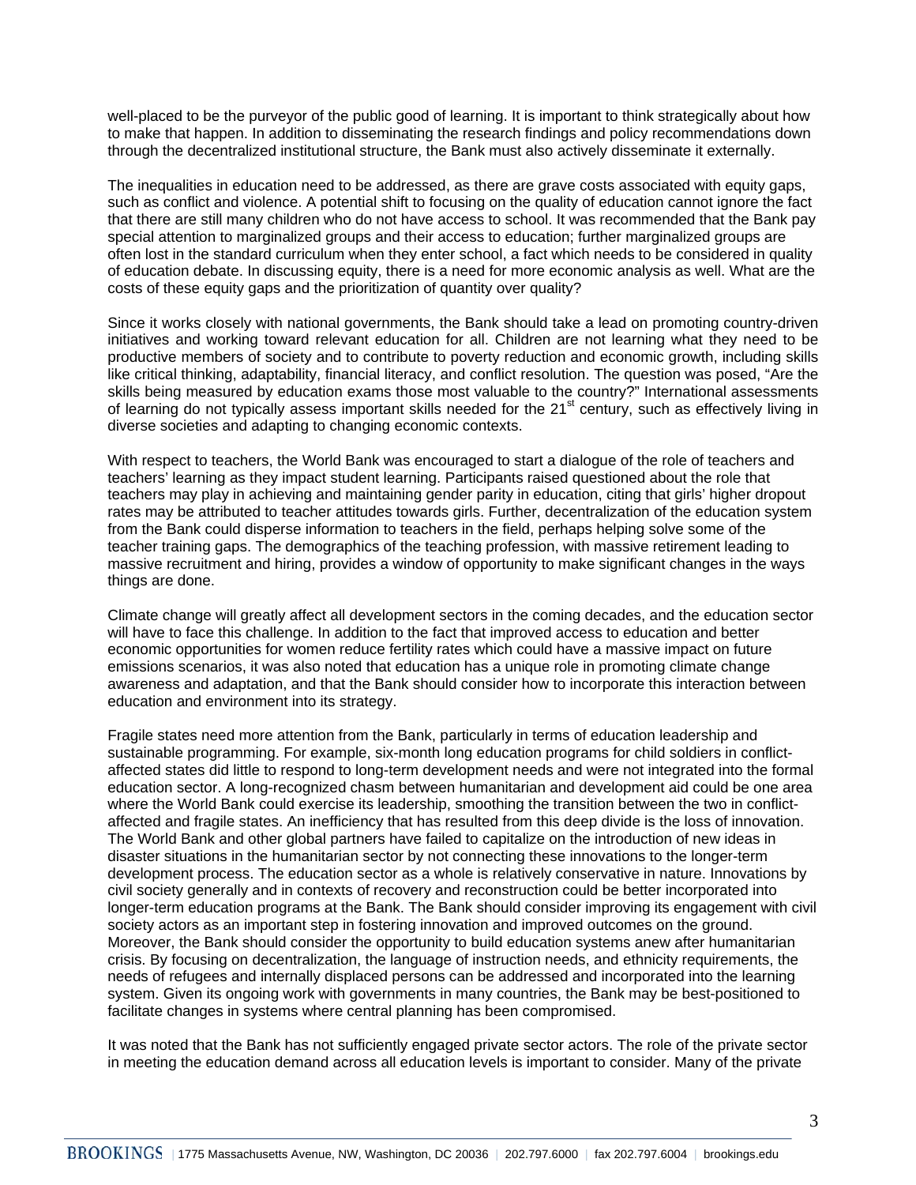well-placed to be the purveyor of the public good of learning. It is important to think strategically about how to make that happen. In addition to disseminating the research findings and policy recommendations down through the decentralized institutional structure, the Bank must also actively disseminate it externally.

The inequalities in education need to be addressed, as there are grave costs associated with equity gaps, such as conflict and violence. A potential shift to focusing on the quality of education cannot ignore the fact that there are still many children who do not have access to school. It was recommended that the Bank pay special attention to marginalized groups and their access to education; further marginalized groups are often lost in the standard curriculum when they enter school, a fact which needs to be considered in quality of education debate. In discussing equity, there is a need for more economic analysis as well. What are the costs of these equity gaps and the prioritization of quantity over quality?

Since it works closely with national governments, the Bank should take a lead on promoting country-driven initiatives and working toward relevant education for all. Children are not learning what they need to be productive members of society and to contribute to poverty reduction and economic growth, including skills like critical thinking, adaptability, financial literacy, and conflict resolution. The question was posed, "Are the skills being measured by education exams those most valuable to the country?" International assessments of learning do not typically assess important skills needed for the 21st century, such as effectively living in diverse societies and adapting to changing economic contexts.

With respect to teachers, the World Bank was encouraged to start a dialogue of the role of teachers and teachers' learning as they impact student learning. Participants raised questioned about the role that teachers may play in achieving and maintaining gender parity in education, citing that girls' higher dropout rates may be attributed to teacher attitudes towards girls. Further, decentralization of the education system from the Bank could disperse information to teachers in the field, perhaps helping solve some of the teacher training gaps. The demographics of the teaching profession, with massive retirement leading to massive recruitment and hiring, provides a window of opportunity to make significant changes in the ways things are done.

Climate change will greatly affect all development sectors in the coming decades, and the education sector will have to face this challenge. In addition to the fact that improved access to education and better economic opportunities for women reduce fertility rates which could have a massive impact on future emissions scenarios, it was also noted that education has a unique role in promoting climate change awareness and adaptation, and that the Bank should consider how to incorporate this interaction between education and environment into its strategy.

Fragile states need more attention from the Bank, particularly in terms of education leadership and sustainable programming. For example, six-month long education programs for child soldiers in conflict-affected states did little to respond to long-term development needs and were not integrated into the formal education sector. A long-recognized chasm between humanitarian and development aid could be one area where the World Bank could exercise its leadership, smoothing the transition between the two in conflict-affected and fragile states. An inefficiency that has resulted from this deep divide is the loss of innovation. The World Bank and other global partners have failed to capitalize on the introduction of new ideas in disaster situations in the humanitarian sector by not connecting these innovations to the longer-term development process. The education sector as a whole is relatively conservative in nature. Innovations by civil society generally and in contexts of recovery and reconstruction could be better incorporated into longer-term education programs at the Bank. The Bank should consider improving its engagement with civil society actors as an important step in fostering innovation and improved outcomes on the ground. Moreover, the Bank should consider the opportunity to build education systems anew after humanitarian crisis. By focusing on decentralization, the language of instruction needs, and ethnicity requirements, the needs of refugees and internally displaced persons can be addressed and incorporated into the learning system. Given its ongoing work with governments in many countries, the Bank may be best-positioned to facilitate changes in systems where central planning has been compromised.

It was noted that the Bank has not sufficiently engaged private sector actors. The role of the private sector in meeting the education demand across all education levels is important to consider. Many of the private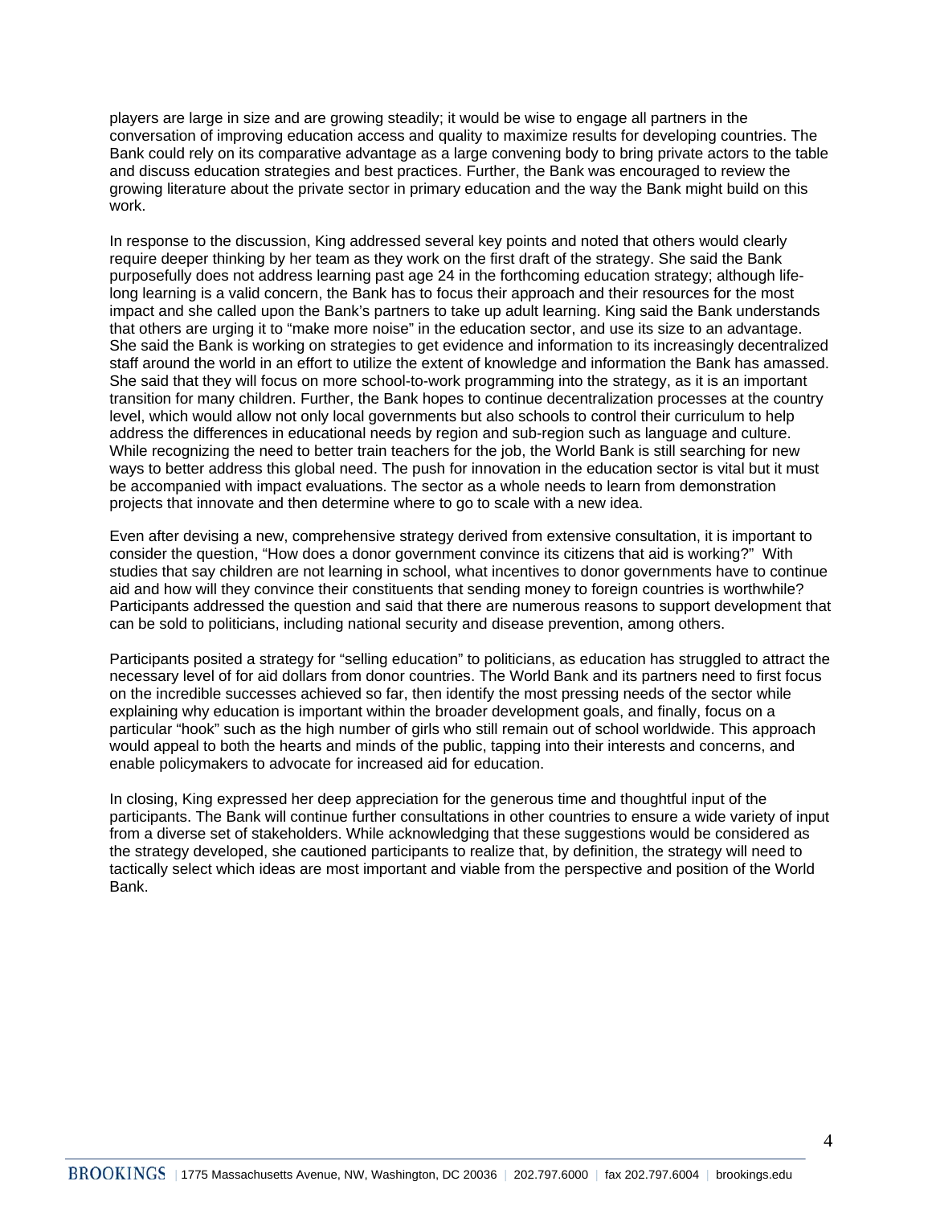players are large in size and are growing steadily; it would be wise to engage all partners in the conversation of improving education access and quality to maximize results for developing countries. The Bank could rely on its comparative advantage as a large convening body to bring private actors to the table and discuss education strategies and best practices. Further, the Bank was encouraged to review the growing literature about the private sector in primary education and the way the Bank might build on this work.

In response to the discussion, King addressed several key points and noted that others would clearly require deeper thinking by her team as they work on the first draft of the strategy. She said the Bank purposefully does not address learning past age 24 in the forthcoming education strategy; although life-long learning is a valid concern, the Bank has to focus their approach and their resources for the most impact and she called upon the Bank's partners to take up adult learning. King said the Bank understands that others are urging it to "make more noise" in the education sector, and use its size to an advantage. She said the Bank is working on strategies to get evidence and information to its increasingly decentralized staff around the world in an effort to utilize the extent of knowledge and information the Bank has amassed. She said that they will focus on more school-to-work programming into the strategy, as it is an important transition for many children. Further, the Bank hopes to continue decentralization processes at the country level, which would allow not only local governments but also schools to control their curriculum to help address the differences in educational needs by region and sub-region such as language and culture. While recognizing the need to better train teachers for the job, the World Bank is still searching for new ways to better address this global need. The push for innovation in the education sector is vital but it must be accompanied with impact evaluations. The sector as a whole needs to learn from demonstration projects that innovate and then determine where to go to scale with a new idea.

Even after devising a new, comprehensive strategy derived from extensive consultation, it is important to consider the question, "How does a donor government convince its citizens that aid is working?" With studies that say children are not learning in school, what incentives to donor governments have to continue aid and how will they convince their constituents that sending money to foreign countries is worthwhile? Participants addressed the question and said that there are numerous reasons to support development that can be sold to politicians, including national security and disease prevention, among others.

Participants posited a strategy for "selling education" to politicians, as education has struggled to attract the necessary level of for aid dollars from donor countries. The World Bank and its partners need to first focus on the incredible successes achieved so far, then identify the most pressing needs of the sector while explaining why education is important within the broader development goals, and finally, focus on a particular "hook" such as the high number of girls who still remain out of school worldwide. This approach would appeal to both the hearts and minds of the public, tapping into their interests and concerns, and enable policymakers to advocate for increased aid for education.

In closing, King expressed her deep appreciation for the generous time and thoughtful input of the participants. The Bank will continue further consultations in other countries to ensure a wide variety of input from a diverse set of stakeholders. While acknowledging that these suggestions would be considered as the strategy developed, she cautioned participants to realize that, by definition, the strategy will need to tactically select which ideas are most important and viable from the perspective and position of the World Bank.